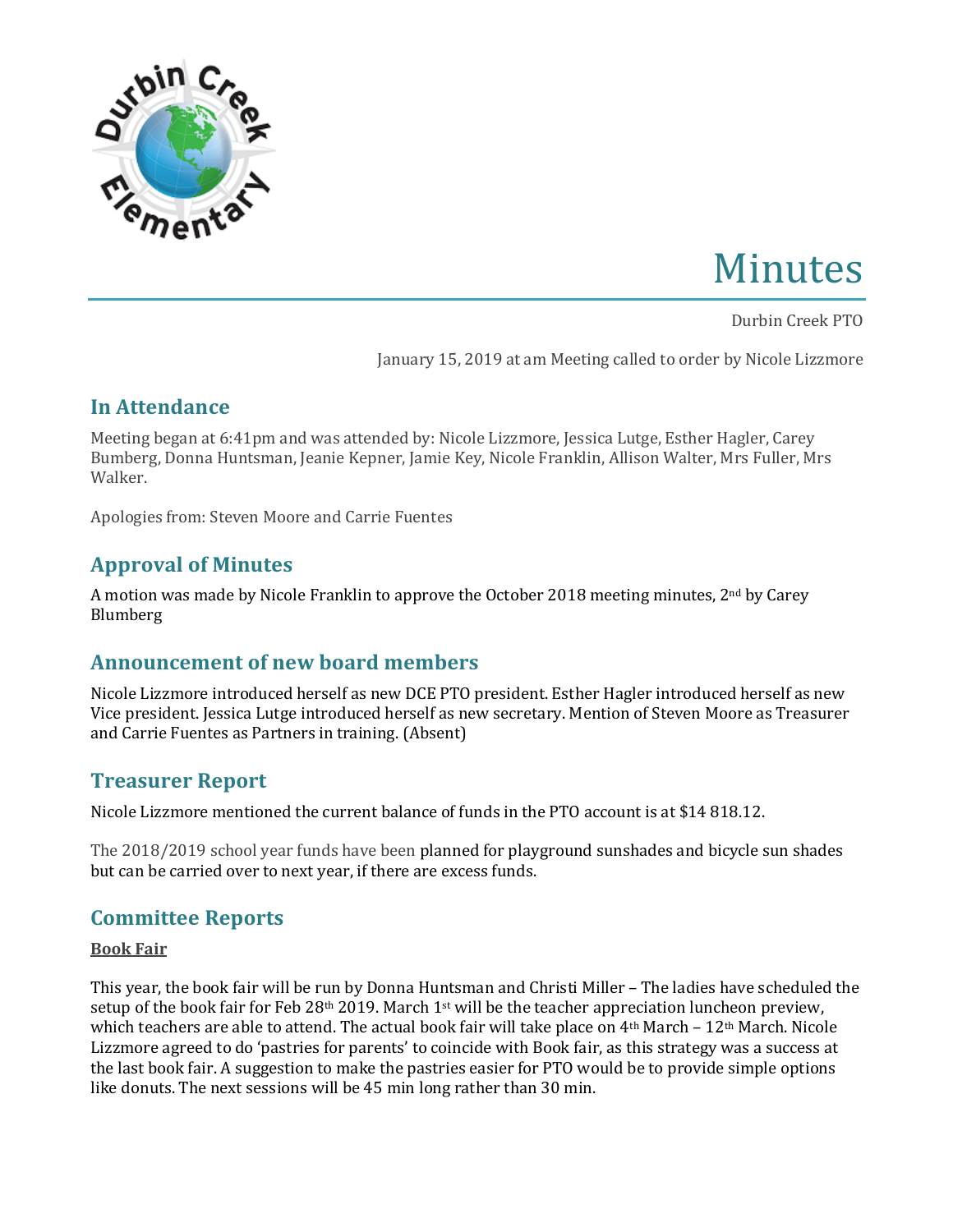# Minutes

Durbin Creek PTO

January 15, 2019 at am Meeting called to order by Nicole Lizzmore

## In Attendance

Meeting began at 6:41pm and was attended by: Nicole Lizzmore, Jessica Lutge, Esther Hagler, Carey Bumberg, Donna Huntsman, Jeanie Kepner, Jamie Key, Nicole Franklin, Allison Walter, Mrs Fuller, Mrs Walker.

Apologies from: Steven Moore and Carrie Fuentes

## Approval of Minutes

A motion was made by Nicole Franklin to approve the October 2018 meeting minutes, 2nd by Carey Blumberg

## Announcement of new board members

Nicole Lizzmore introduced herself as new DCE PTO president. Esther Hagler introduced herself as new Vice president. Jessica Lutge introduced herself as new secretary. Mention of Steven Moore as Treasurer and Carrie Fuentes as Partners in training. (Absent)

## Treasurer Report

Nicole Lizzmore mentioned the current balance of funds in the PTO account is at $14 818.12.

The 2018/2019 school year funds have been planned for playground sunshades and bicycle sun shades but can be carried over to next year, if there are excess funds.

## Committee Reports

**Book Fair**

This year, the book fair will be run by Donna Huntsman and Christi Miller – The ladies have scheduled the setup of the book fair for Feb 28th 2019. March 1st will be the teacher appreciation luncheon preview, which teachers are able to attend. The actual book fair will take place on 4th March – 12th March. Nicole Lizzmore agreed to do 'pastries for parents' to coincide with Book fair, as this strategy was a success at the last book fair. A suggestion to make the pastries easier for PTO would be to provide simple options like donuts. The next sessions will be 45 min long rather than 30 min.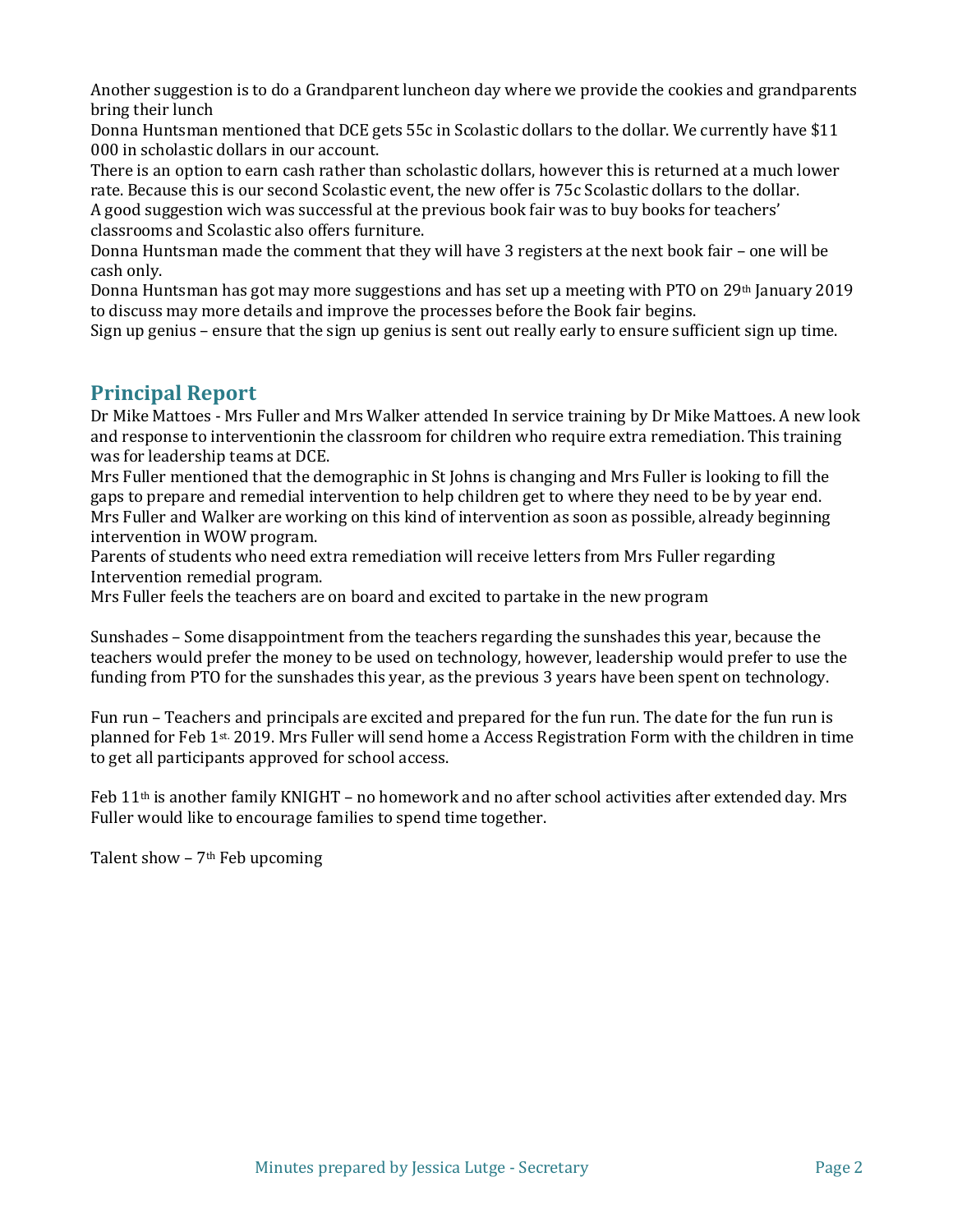Another suggestion is to do a Grandparent luncheon day where we provide the cookies and grandparents bring their lunch

Donna Huntsman mentioned that DCE gets 55c in Scolastic dollars to the dollar. We currently have $11 000 in scholastic dollars in our account.

There is an option to earn cash rather than scholastic dollars, however this is returned at a much lower rate. Because this is our second Scolastic event, the new offer is 75c Scolastic dollars to the dollar.

A good suggestion wich was successful at the previous book fair was to buy books for teachers' classrooms and Scolastic also offers furniture.

Donna Huntsman made the comment that they will have 3 registers at the next book fair – one will be cash only.

Donna Huntsman has got may more suggestions and has set up a meeting with PTO on 29th January 2019 to discuss may more details and improve the processes before the Book fair begins.

Sign up genius – ensure that the sign up genius is sent out really early to ensure sufficient sign up time.

## Principal Report

Dr Mike Mattoes - Mrs Fuller and Mrs Walker attended In service training by Dr Mike Mattoes. A new look and response to interventionin the classroom for children who require extra remediation. This training was for leadership teams at DCE.

Mrs Fuller mentioned that the demographic in St Johns is changing and Mrs Fuller is looking to fill the gaps to prepare and remedial intervention to help children get to where they need to be by year end.

Mrs Fuller and Walker are working on this kind of intervention as soon as possible, already beginning intervention in WOW program.

Parents of students who need extra remediation will receive letters from Mrs Fuller regarding Intervention remedial program.

Mrs Fuller feels the teachers are on board and excited to partake in the new program

Sunshades – Some disappointment from the teachers regarding the sunshades this year, because the teachers would prefer the money to be used on technology, however, leadership would prefer to use the funding from PTO for the sunshades this year, as the previous 3 years have been spent on technology.

Fun run – Teachers and principals are excited and prepared for the fun run. The date for the fun run is planned for Feb 1st. 2019. Mrs Fuller will send home a Access Registration Form with the children in time to get all participants approved for school access.

Feb 11th is another family KNIGHT – no homework and no after school activities after extended day. Mrs Fuller would like to encourage families to spend time together.

Talent show – 7th Feb upcoming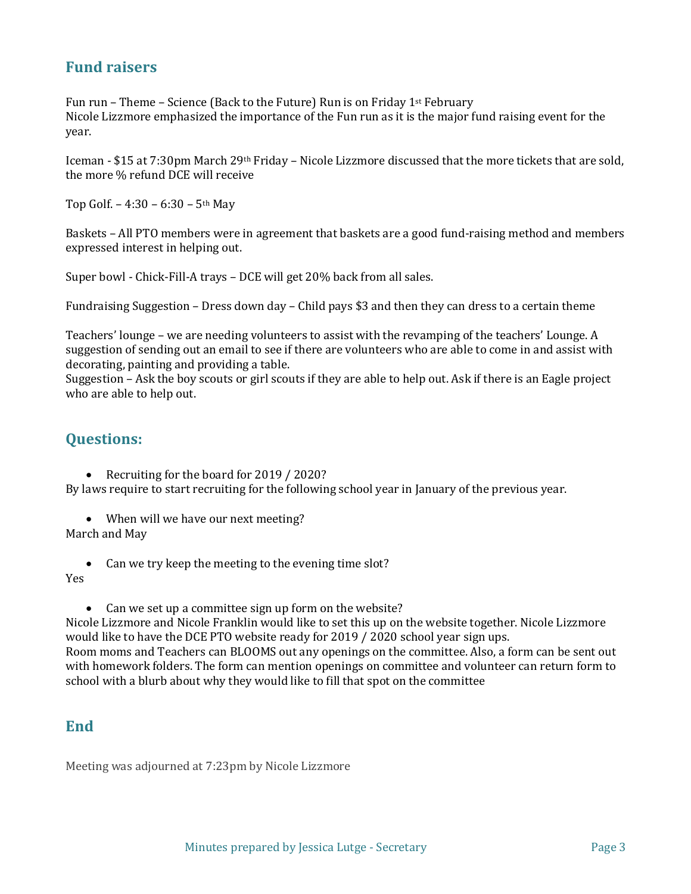## Fund raisers

Fun run – Theme – Science (Back to the Future) Run is on Friday 1st February
Nicole Lizzmore emphasized the importance of the Fun run as it is the major fund raising event for the year.

Iceman - $15 at 7:30pm March 29th Friday – Nicole Lizzmore discussed that the more tickets that are sold, the more % refund DCE will receive

Top Golf. – 4:30 – 6:30 – 5th May

Baskets – All PTO members were in agreement that baskets are a good fund-raising method and members expressed interest in helping out.

Super bowl - Chick-Fill-A trays – DCE will get 20% back from all sales.

Fundraising Suggestion – Dress down day – Child pays $3 and then they can dress to a certain theme

Teachers' lounge – we are needing volunteers to assist with the revamping of the teachers' Lounge. A suggestion of sending out an email to see if there are volunteers who are able to come in and assist with decorating, painting and providing a table.
Suggestion – Ask the boy scouts or girl scouts if they are able to help out. Ask if there is an Eagle project who are able to help out.

## Questions:

- Recruiting for the board for 2019 / 2020?

By laws require to start recruiting for the following school year in January of the previous year.

- When will we have our next meeting?

March and May

- Can we try keep the meeting to the evening time slot?

Yes

- Can we set up a committee sign up form on the website?

Nicole Lizzmore and Nicole Franklin would like to set this up on the website together. Nicole Lizzmore would like to have the DCE PTO website ready for 2019 / 2020 school year sign ups.
Room moms and Teachers can BLOOMS out any openings on the committee. Also, a form can be sent out with homework folders. The form can mention openings on committee and volunteer can return form to school with a blurb about why they would like to fill that spot on the committee

## End

Meeting was adjourned at 7:23pm by Nicole Lizzmore

Minutes prepared by Jessica Lutge - Secretary